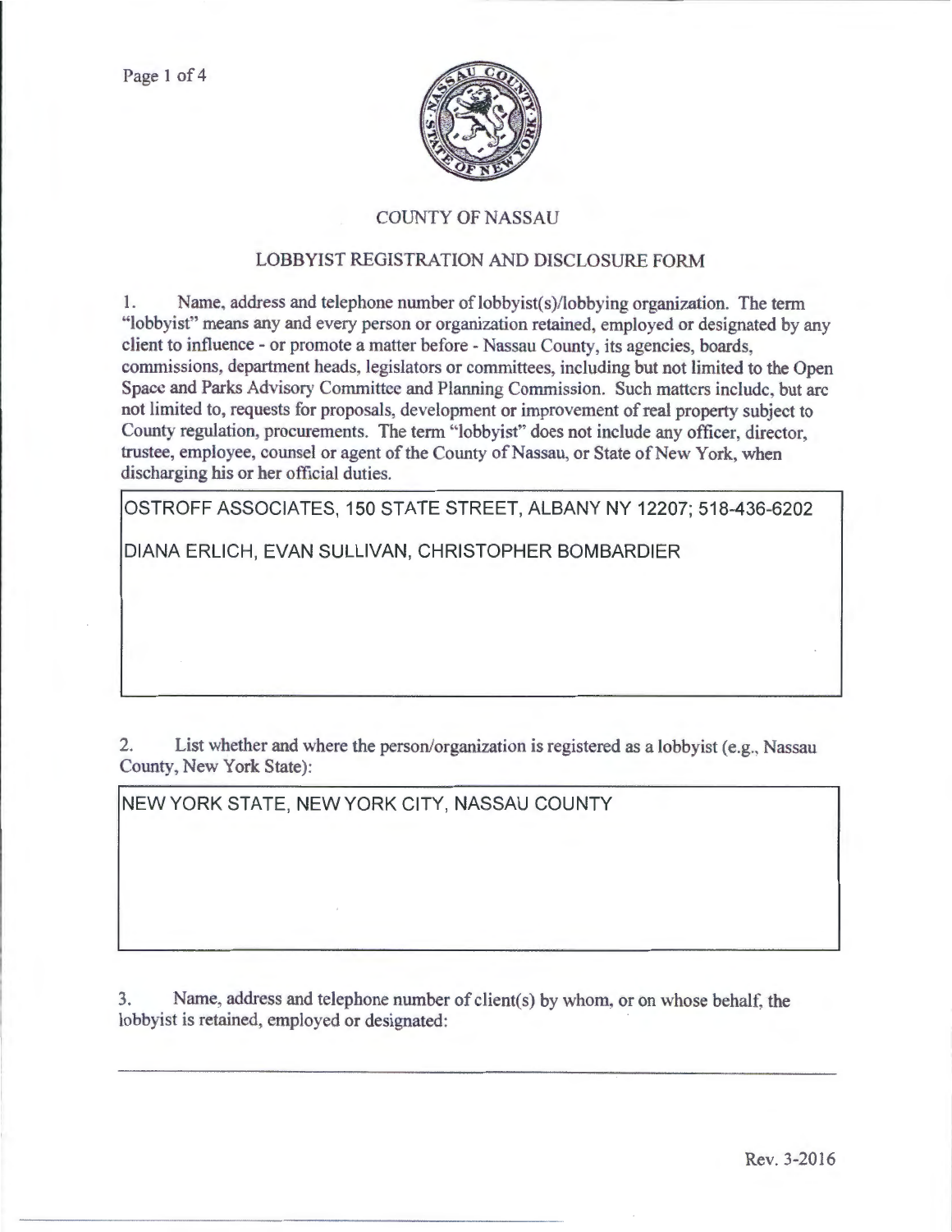# COUNTY OF NASSAU

## LOBBYIST REGISTRATION AND DISCLOSURE FORM

1. Name, address and telephone number of lobbyist(s)/lobbying organization. The term "lobbyist" means any and every person or organization retained, employed or designated by any client to influence - or promote a matter before - Nassau County, its agencies, boards, commissions, department heads, legislators or committees, including but not limited to the Open Space and Parks Advisory Committee and Planning Commission. Such matters include, but are not limited to, requests for proposals, development or improvement of real property subject to County regulation, procurements. The term "lobbyist" does not include any officer, director, trustee, employee, counsel or agent of the County of Nassau, or State of New York, when discharging his or her official duties.

OSTROFF ASSOCIATES, 150 STATE STREET, ALBANY NY 12207; 518-436-6202

DIANA ERLICH, EVAN SULLIVAN, CHRISTOPHER BOMBARDIER

2. List whether and where the person/organization is registered as a lobbyist (e.g., Nassau County, New York State):

NEW YORK STATE, NEW YORK CITY, NASSAU COUNTY

3. Name, address and telephone number of client(s) by whom, or on whose behalf, the lobbyist is retained, employed or designated:

Rev. 3-2016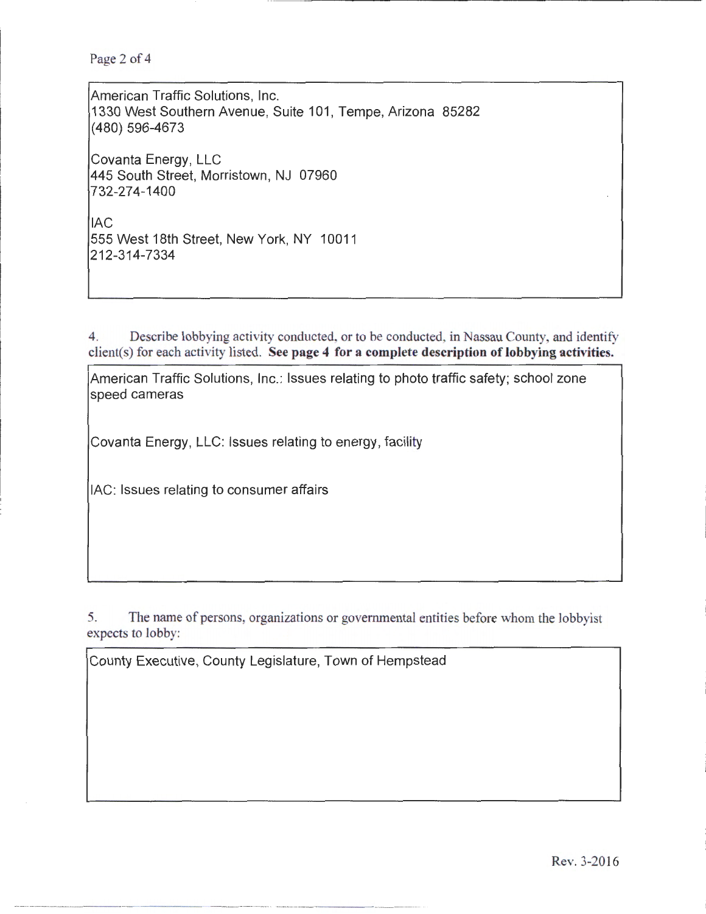American Traffic Solutions, Inc.
1330 West Southern Avenue, Suite 101, Tempe, Arizona 85282
(480) 596-4673

Covanta Energy, LLC
445 South Street, Morristown, NJ 07960
732-274-1400

IAC
555 West 18th Street, New York, NY 10011
212-314-7334

4. Describe lobbying activity conducted, or to be conducted, in Nassau County, and identify client(s) for each activity listed. **See page 4 for a complete description of lobbying activities.**

American Traffic Solutions, Inc.: Issues relating to photo traffic safety; school zone speed cameras

Covanta Energy, LLC: Issues relating to energy, facility

IAC: Issues relating to consumer affairs

5. The name of persons, organizations or governmental entities before whom the lobbyist expects to lobby:

County Executive, County Legislature, Town of Hempstead

Rev. 3-2016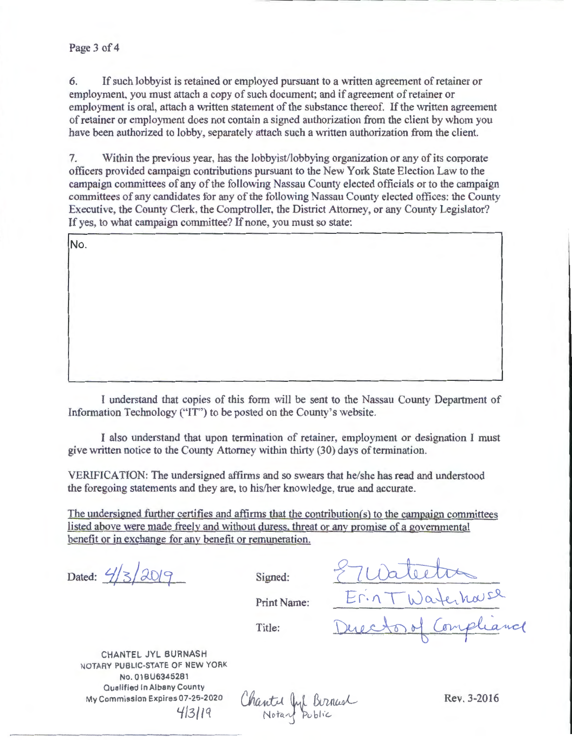6. If such lobbyist is retained or employed pursuant to a written agreement of retainer or employment, you must attach a copy of such document; and if agreement of retainer or employment is oral, attach a written statement of the substance thereof. If the written agreement of retainer or employment does not contain a signed authorization from the client by whom you have been authorized to lobby, separately attach such a written authorization from the client.

7. Within the previous year, has the lobbyist/lobbying organization or any of its corporate officers provided campaign contributions pursuant to the New York State Election Law to the campaign committees of any of the following Nassau County elected officials or to the campaign committees of any candidates for any of the following Nassau County elected offices: the County Executive, the County Clerk, the Comptroller, the District Attorney, or any County Legislator? If yes, to what campaign committee? If none, you must so state:

| No. |
| --- |

I understand that copies of this form will be sent to the Nassau County Department of Information Technology ("IT") to be posted on the County's website.

I also understand that upon termination of retainer, employment or designation I must give written notice to the County Attorney within thirty (30) days of termination.

VERIFICATION: The undersigned affirms and so swears that he/she has read and understood the foregoing statements and they are, to his/her knowledge, true and accurate.

The undersigned further certifies and affirms that the contribution(s) to the campaign committees listed above were made freely and without duress, threat or any promise of a governmental benefit or in exchange for any benefit or remuneration.

Dated: 4/3/2019

Signed: E T Waterhouse

Print Name: Erin T Waterhouse

Title: Director of Compliance

CHANTEL JYL BURNASH
NOTARY PUBLIC-STATE OF NEW YORK
No. 01BU6345281
Qualified In Albany County
My Commission Expires 07-25-2020
4/3/19

Chantel Jyl Burnash
Notary Public

Rev. 3-2016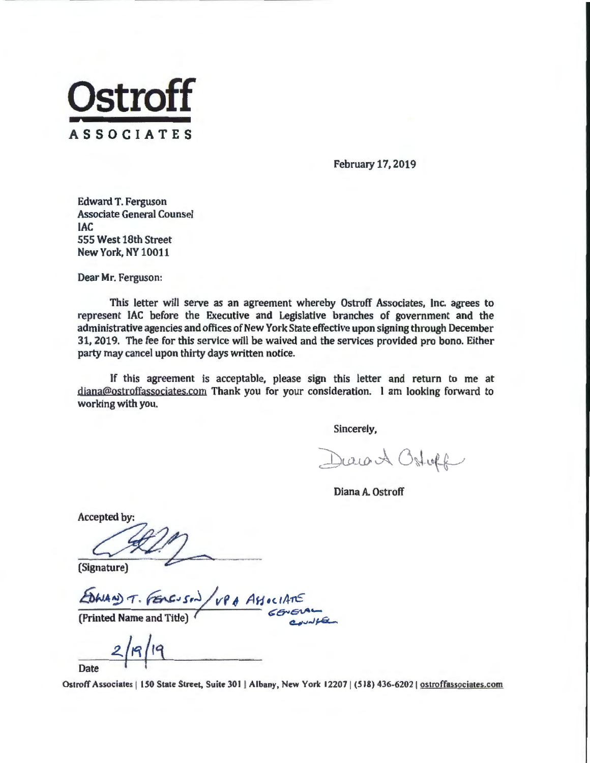# Ostroff

**ASSOCIATES**

February 17, 2019

Edward T. Ferguson
Associate General Counsel
IAC
555 West 18th Street
New York, NY 10011

Dear Mr. Ferguson:

This letter will serve as an agreement whereby Ostroff Associates, Inc. agrees to represent IAC before the Executive and Legislative branches of government and the administrative agencies and offices of New York State effective upon signing through December 31, 2019. The fee for this service will be waived and the services provided pro bono. Either party may cancel upon thirty days written notice.

If this agreement is acceptable, please sign this letter and return to me at diana@ostroffassociates.com Thank you for your consideration. I am looking forward to working with you.

Sincerely,

Diana A. Ostroff

Diana A. Ostroff

Accepted by:

(Signature)

EDWARD T. FERGUSON / VP & ASSOCIATE GENERAL COUNSEL
(Printed Name and Title)

2/19/19
Date

Ostroff Associates | 150 State Street, Suite 301 | Albany, New York 12207 | (518) 436-6202 | ostroffassociates.com